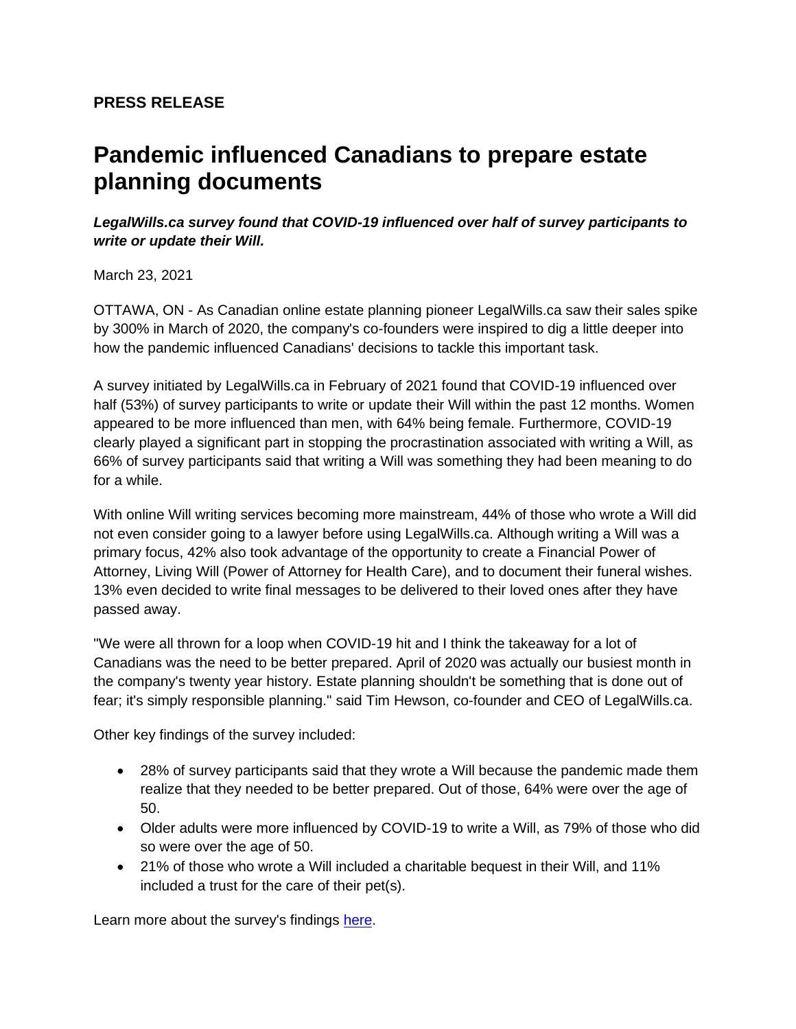**PRESS RELEASE**

# Pandemic influenced Canadians to prepare estate planning documents

***LegalWills.ca survey found that COVID-19 influenced over half of survey participants to write or update their Will.***

March 23, 2021

OTTAWA, ON - As Canadian online estate planning pioneer LegalWills.ca saw their sales spike by 300% in March of 2020, the company's co-founders were inspired to dig a little deeper into how the pandemic influenced Canadians' decisions to tackle this important task.

A survey initiated by LegalWills.ca in February of 2021 found that COVID-19 influenced over half (53%) of survey participants to write or update their Will within the past 12 months. Women appeared to be more influenced than men, with 64% being female. Furthermore, COVID-19 clearly played a significant part in stopping the procrastination associated with writing a Will, as 66% of survey participants said that writing a Will was something they had been meaning to do for a while.

With online Will writing services becoming more mainstream, 44% of those who wrote a Will did not even consider going to a lawyer before using LegalWills.ca. Although writing a Will was a primary focus, 42% also took advantage of the opportunity to create a Financial Power of Attorney, Living Will (Power of Attorney for Health Care), and to document their funeral wishes. 13% even decided to write final messages to be delivered to their loved ones after they have passed away.

"We were all thrown for a loop when COVID-19 hit and I think the takeaway for a lot of Canadians was the need to be better prepared. April of 2020 was actually our busiest month in the company's twenty year history. Estate planning shouldn't be something that is done out of fear; it's simply responsible planning." said Tim Hewson, co-founder and CEO of LegalWills.ca.

Other key findings of the survey included:

- 28% of survey participants said that they wrote a Will because the pandemic made them realize that they needed to be better prepared. Out of those, 64% were over the age of 50.
- Older adults were more influenced by COVID-19 to write a Will, as 79% of those who did so were over the age of 50.
- 21% of those who wrote a Will included a charitable bequest in their Will, and 11% included a trust for the care of their pet(s).

Learn more about the survey's findings here.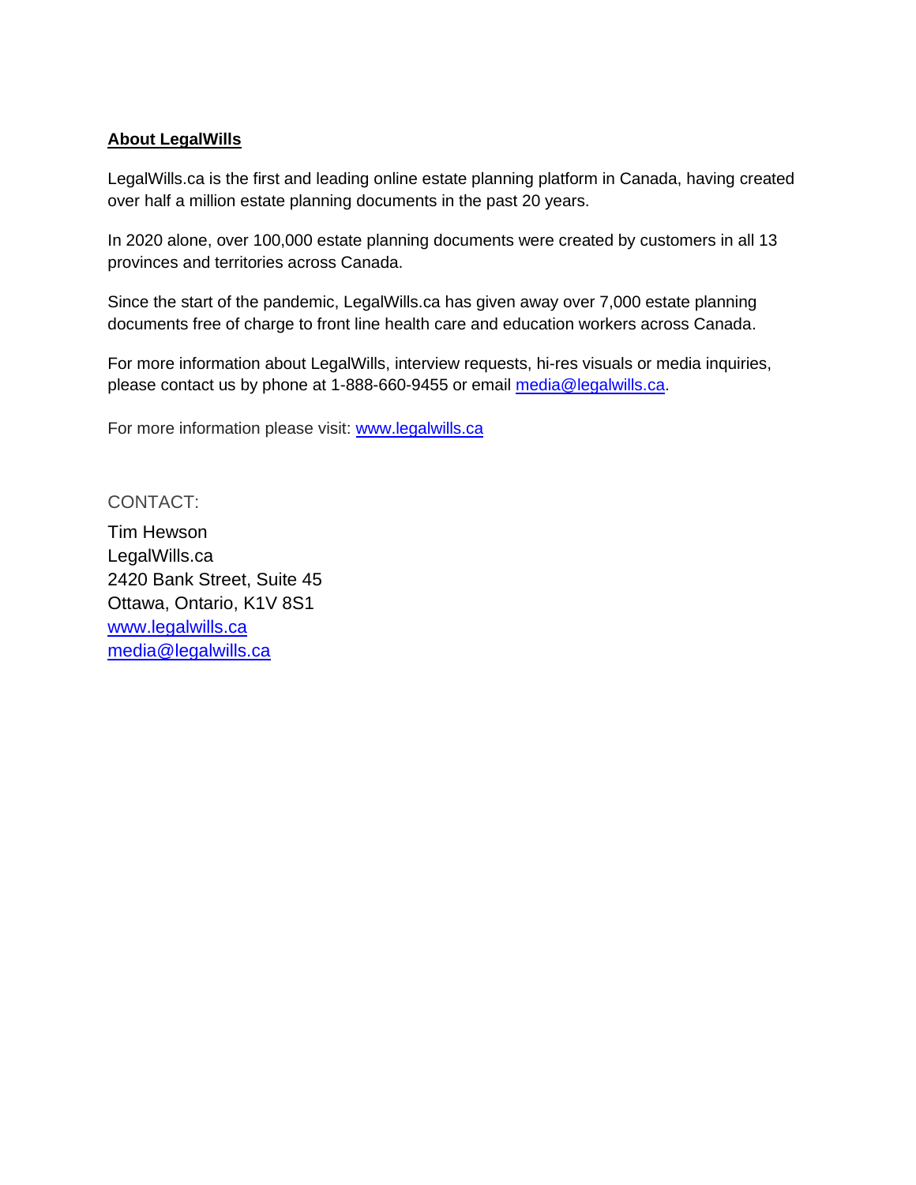**About LegalWills**

LegalWills.ca is the first and leading online estate planning platform in Canada, having created over half a million estate planning documents in the past 20 years.

In 2020 alone, over 100,000 estate planning documents were created by customers in all 13 provinces and territories across Canada.

Since the start of the pandemic, LegalWills.ca has given away over 7,000 estate planning documents free of charge to front line health care and education workers across Canada.

For more information about LegalWills, interview requests, hi-res visuals or media inquiries, please contact us by phone at 1-888-660-9455 or email media@legalwills.ca.

For more information please visit: www.legalwills.ca

CONTACT:

Tim Hewson
LegalWills.ca
2420 Bank Street, Suite 45
Ottawa, Ontario, K1V 8S1
www.legalwills.ca
media@legalwills.ca